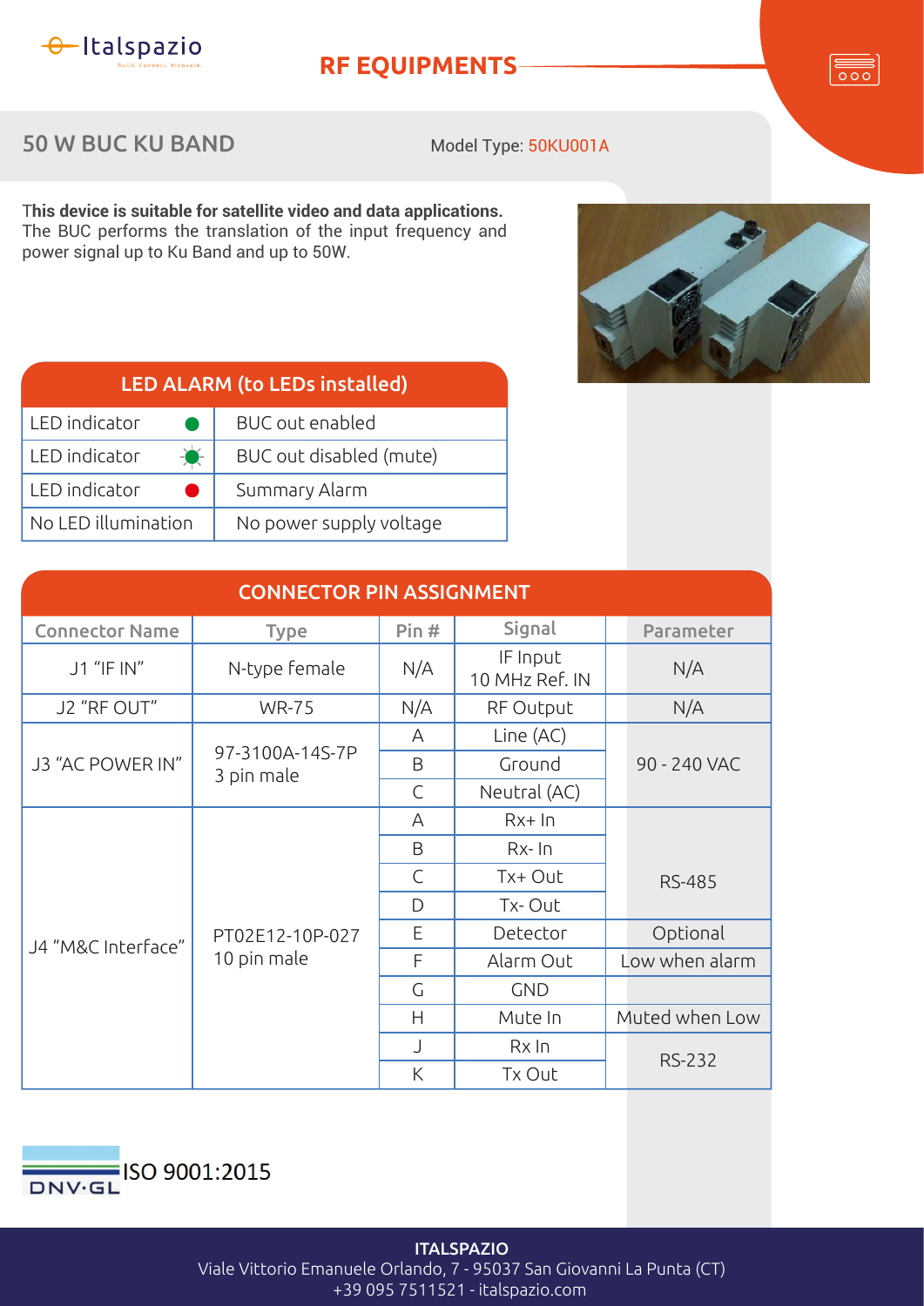Italspazio
Build. Connect. Innovate.

# RF EQUIPMENTS

## 50 W BUC KU BAND

Model Type: 50KU001A

**This device is suitable for satellite video and data applications.**
The BUC performs the translation of the input frequency and power signal up to Ku Band and up to 50W.

| LED ALARM (to LEDs installed) | |
|---|---|
| LED indicator (green) | BUC out enabled |
| LED indicator (green blinking) | BUC out disabled (mute) |
| LED indicator (red) | Summary Alarm |
| No LED illumination | No power supply voltage |

### CONNECTOR PIN ASSIGNMENT

| Connector Name | Type | Pin # | Signal | Parameter |
|---|---|---|---|---|
| J1 "IF IN" | N-type female | N/A | IF Input<br>10 MHz Ref. IN | N/A |
| J2 "RF OUT" | WR-75 | N/A | RF Output | N/A |
| J3 "AC POWER IN" | 97-3100A-14S-7P<br>3 pin male | A | Line (AC) | 90 - 240 VAC |
| | | B | Ground | |
| | | C | Neutral (AC) | |
| J4 "M&C Interface" | PT02E12-10P-027<br>10 pin male | A | Rx+ In | RS-485 |
| | | B | Rx- In | |
| | | C | Tx+ Out | |
| | | D | Tx- Out | |
| | | E | Detector | Optional |
| | | F | Alarm Out | Low when alarm |
| | | G | GND | |
| | | H | Mute In | Muted when Low |
| | | J | Rx In | RS-232 |
| | | K | Tx Out | |

DNV·GL ISO 9001:2015

**ITALSPAZIO**
Viale Vittorio Emanuele Orlando, 7 - 95037 San Giovanni La Punta (CT)
+39 095 7511521 - italspazio.com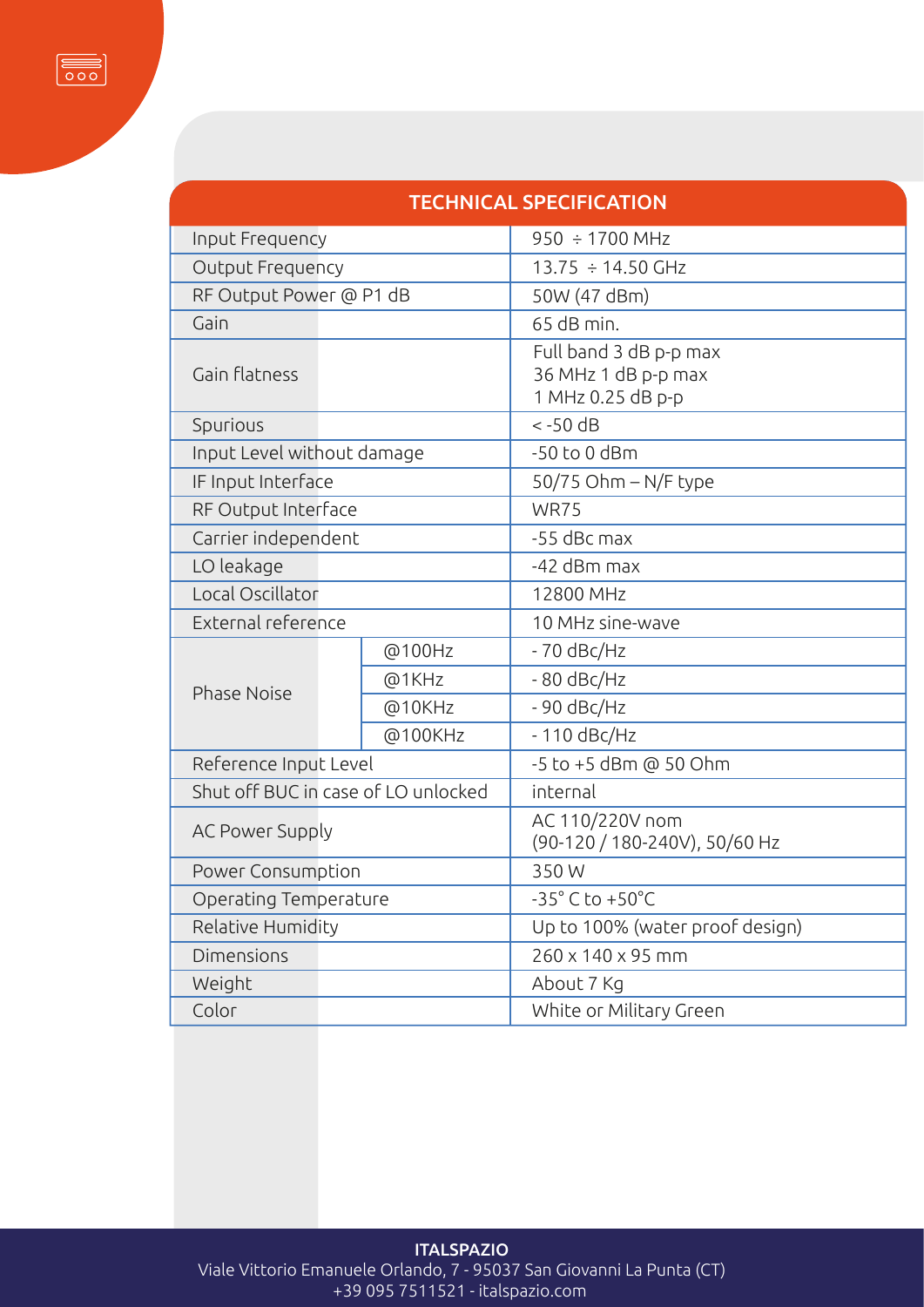## TECHNICAL SPECIFICATION

| | | |
|---|---|---|
| Input Frequency | | 950 ÷ 1700 MHz |
| Output Frequency | | 13.75 ÷ 14.50 GHz |
| RF Output Power @ P1 dB | | 50W (47 dBm) |
| Gain | | 65 dB min. |
| Gain flatness | | Full band 3 dB p-p max<br>36 MHz 1 dB p-p max<br>1 MHz 0.25 dB p-p |
| Spurious | | < -50 dB |
| Input Level without damage | | -50 to 0 dBm |
| IF Input Interface | | 50/75 Ohm – N/F type |
| RF Output Interface | | WR75 |
| Carrier independent | | -55 dBc max |
| LO leakage | | -42 dBm max |
| Local Oscillator | | 12800 MHz |
| External reference | | 10 MHz sine-wave |
| Phase Noise | @100Hz | - 70 dBc/Hz |
| | @1KHz | - 80 dBc/Hz |
| | @10KHz | - 90 dBc/Hz |
| | @100KHz | - 110 dBc/Hz |
| Reference Input Level | | -5 to +5 dBm @ 50 Ohm |
| Shut off BUC in case of LO unlocked | | internal |
| AC Power Supply | | AC 110/220V nom<br>(90-120 / 180-240V), 50/60 Hz |
| Power Consumption | | 350 W |
| Operating Temperature | | -35° C to +50°C |
| Relative Humidity | | Up to 100% (water proof design) |
| Dimensions | | 260 x 140 x 95 mm |
| Weight | | About 7 Kg |
| Color | | White or Military Green |

**ITALSPAZIO**
Viale Vittorio Emanuele Orlando, 7 - 95037 San Giovanni La Punta (CT)
+39 095 7511521 - italspazio.com